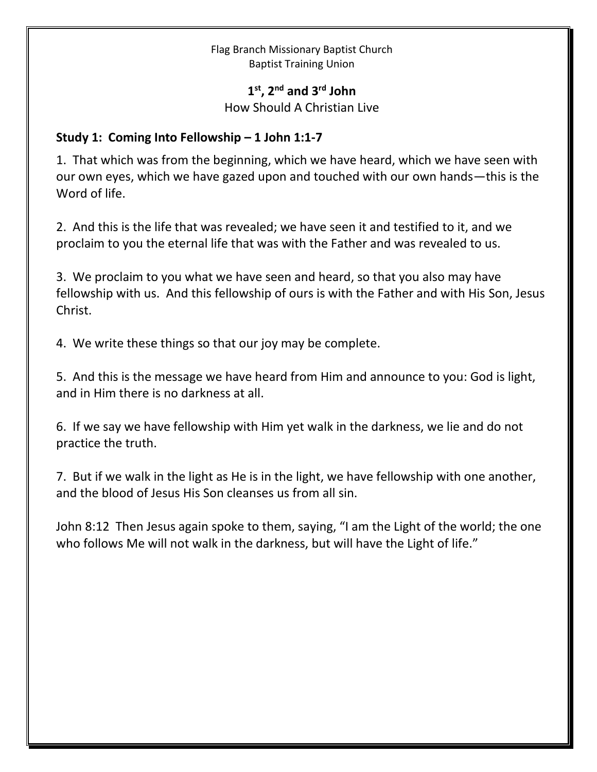Flag Branch Missionary Baptist Church
Baptist Training Union

# 1st, 2nd and 3rd John

How Should A Christian Live

## Study 1: Coming Into Fellowship – 1 John 1:1-7

1. That which was from the beginning, which we have heard, which we have seen with our own eyes, which we have gazed upon and touched with our own hands—this is the Word of life.

2. And this is the life that was revealed; we have seen it and testified to it, and we proclaim to you the eternal life that was with the Father and was revealed to us.

3. We proclaim to you what we have seen and heard, so that you also may have fellowship with us. And this fellowship of ours is with the Father and with His Son, Jesus Christ.

4. We write these things so that our joy may be complete.

5. And this is the message we have heard from Him and announce to you: God is light, and in Him there is no darkness at all.

6. If we say we have fellowship with Him yet walk in the darkness, we lie and do not practice the truth.

7. But if we walk in the light as He is in the light, we have fellowship with one another, and the blood of Jesus His Son cleanses us from all sin.

John 8:12 Then Jesus again spoke to them, saying, "I am the Light of the world; the one who follows Me will not walk in the darkness, but will have the Light of life."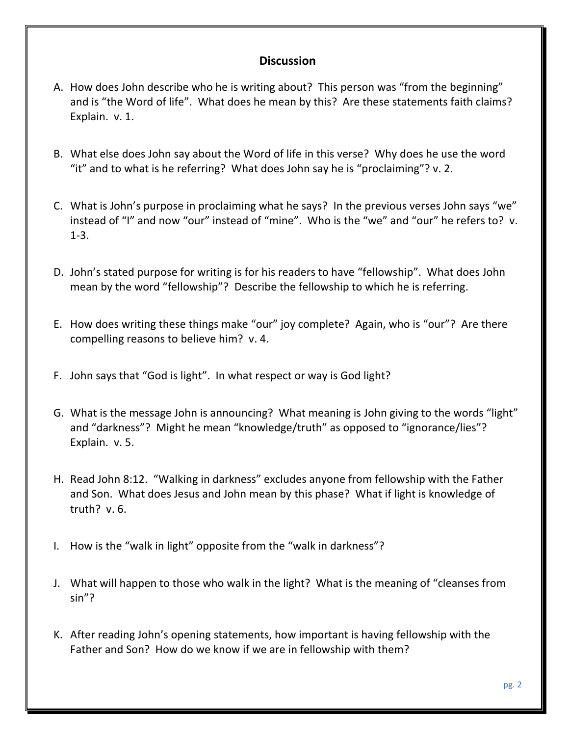## Discussion

A. How does John describe who he is writing about? This person was "from the beginning" and is "the Word of life". What does he mean by this? Are these statements faith claims? Explain. v. 1.

B. What else does John say about the Word of life in this verse? Why does he use the word "it" and to what is he referring? What does John say he is "proclaiming"? v. 2.

C. What is John's purpose in proclaiming what he says? In the previous verses John says "we" instead of "I" and now "our" instead of "mine". Who is the "we" and "our" he refers to? v. 1-3.

D. John's stated purpose for writing is for his readers to have "fellowship". What does John mean by the word "fellowship"? Describe the fellowship to which he is referring.

E. How does writing these things make "our" joy complete? Again, who is "our"? Are there compelling reasons to believe him? v. 4.

F. John says that "God is light". In what respect or way is God light?

G. What is the message John is announcing? What meaning is John giving to the words "light" and "darkness"? Might he mean "knowledge/truth" as opposed to "ignorance/lies"? Explain. v. 5.

H. Read John 8:12. "Walking in darkness" excludes anyone from fellowship with the Father and Son. What does Jesus and John mean by this phase? What if light is knowledge of truth? v. 6.

I. How is the "walk in light" opposite from the "walk in darkness"?

J. What will happen to those who walk in the light? What is the meaning of "cleanses from sin"?

K. After reading John's opening statements, how important is having fellowship with the Father and Son? How do we know if we are in fellowship with them?